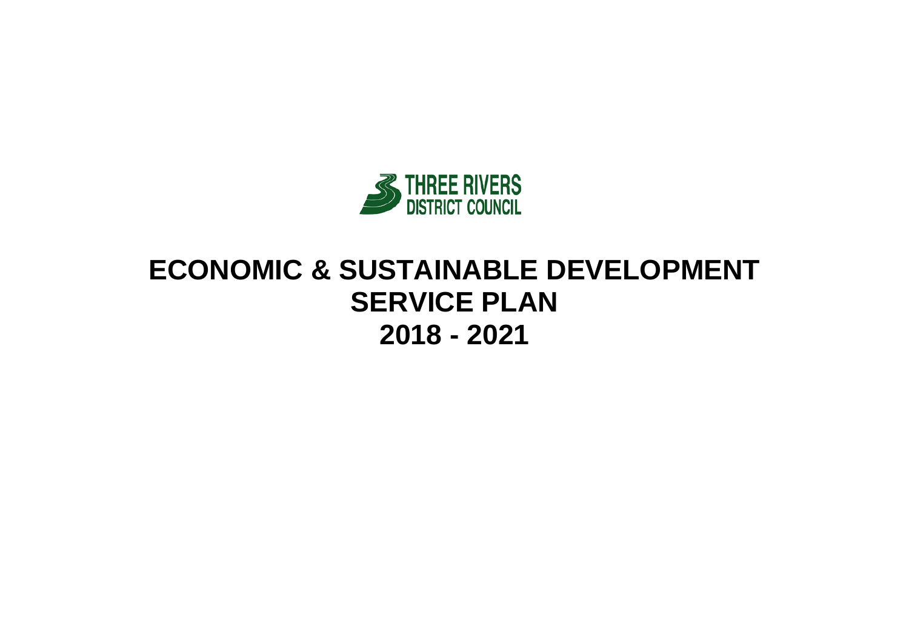THREE RIVERS DISTRICT COUNCIL

# ECONOMIC & SUSTAINABLE DEVELOPMENT SERVICE PLAN 2018 - 2021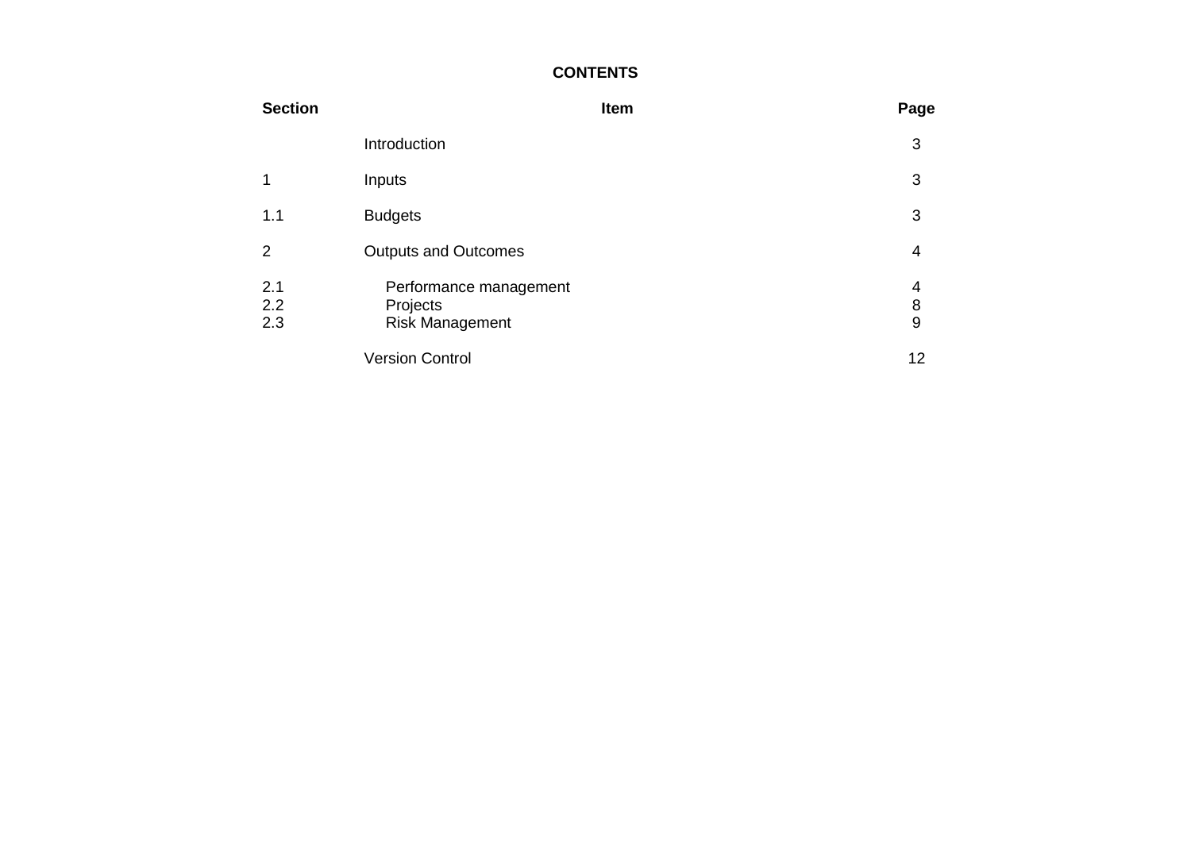**CONTENTS**

| Section | Item | Page |
| --- | --- | --- |
| | Introduction | 3 |
| 1 | Inputs | 3 |
| 1.1 | Budgets | 3 |
| 2 | Outputs and Outcomes | 4 |
| 2.1 | Performance management | 4 |
| 2.2 | Projects | 8 |
| 2.3 | Risk Management | 9 |
| | Version Control | 12 |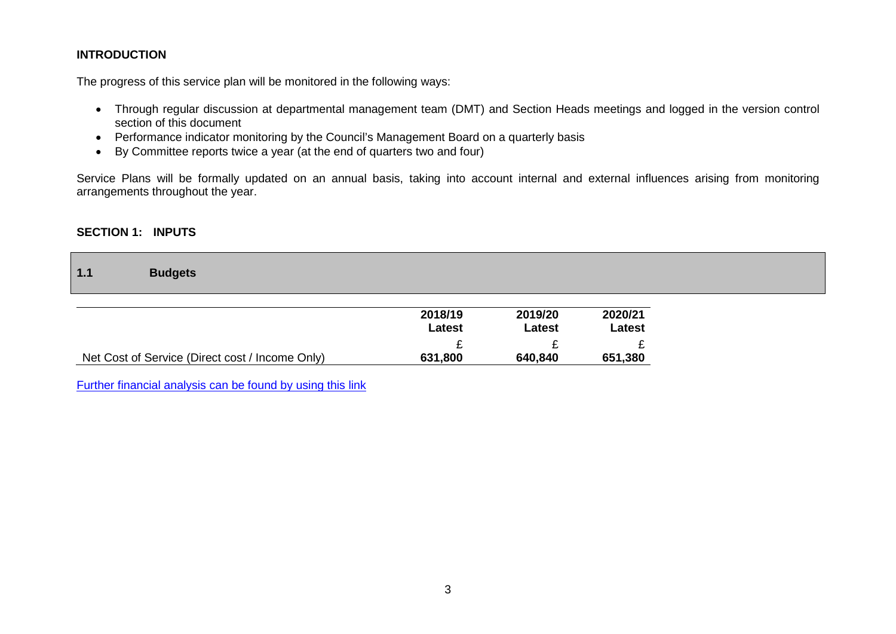## INTRODUCTION

The progress of this service plan will be monitored in the following ways:

- Through regular discussion at departmental management team (DMT) and Section Heads meetings and logged in the version control section of this document
- Performance indicator monitoring by the Council's Management Board on a quarterly basis
- By Committee reports twice a year (at the end of quarters two and four)

Service Plans will be formally updated on an annual basis, taking into account internal and external influences arising from monitoring arrangements throughout the year.

## SECTION 1: INPUTS

### 1.1 Budgets

| | 2018/19 Latest | 2019/20 Latest | 2020/21 Latest |
|---|---|---|---|
| | £ | £ | £ |
| Net Cost of Service (Direct cost / Income Only) | **631,800** | **640,840** | **651,380** |

Further financial analysis can be found by using this link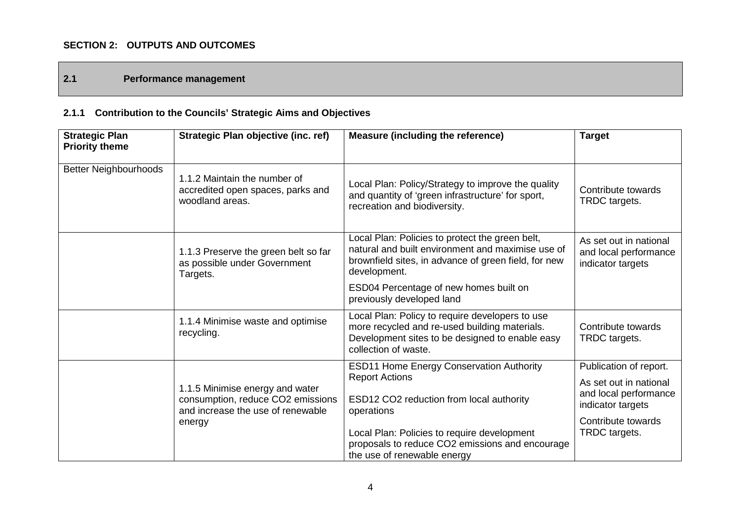## SECTION 2: OUTPUTS AND OUTCOMES

### 2.1 Performance management

#### 2.1.1 Contribution to the Councils' Strategic Aims and Objectives

| Strategic Plan Priority theme | Strategic Plan objective (inc. ref) | Measure (including the reference) | Target |
|---|---|---|---|
| Better Neighbourhoods | 1.1.2 Maintain the number of accredited open spaces, parks and woodland areas. | Local Plan: Policy/Strategy to improve the quality and quantity of 'green infrastructure' for sport, recreation and biodiversity. | Contribute towards TRDC targets. |
| | 1.1.3 Preserve the green belt so far as possible under Government Targets. | Local Plan: Policies to protect the green belt, natural and built environment and maximise use of brownfield sites, in advance of green field, for new development.<br>ESD04 Percentage of new homes built on previously developed land | As set out in national and local performance indicator targets |
| | 1.1.4 Minimise waste and optimise recycling. | Local Plan: Policy to require developers to use more recycled and re-used building materials. Development sites to be designed to enable easy collection of waste. | Contribute towards TRDC targets. |
| | 1.1.5 Minimise energy and water consumption, reduce $CO_2$ emissions and increase the use of renewable energy | ESD11 Home Energy Conservation Authority Report Actions<br>ESD12 $CO_2$ reduction from local authority operations<br>Local Plan: Policies to require development proposals to reduce $CO_2$ emissions and encourage the use of renewable energy | Publication of report.<br>As set out in national and local performance indicator targets<br>Contribute towards TRDC targets. |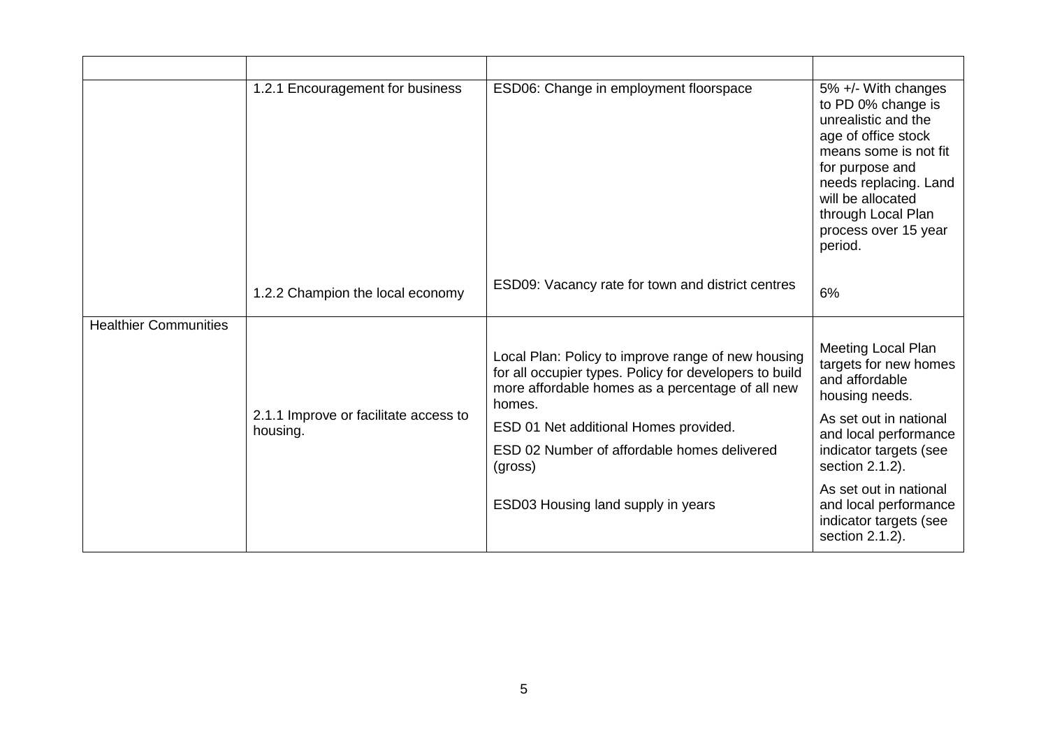| | | | |
|---|---|---|---|
| | 1.2.1 Encouragement for business | ESD06: Change in employment floorspace | 5% +/- With changes to PD 0% change is unrealistic and the age of office stock means some is not fit for purpose and needs replacing. Land will be allocated through Local Plan process over 15 year period. |
| | 1.2.2 Champion the local economy | ESD09: Vacancy rate for town and district centres | 6% |
| Healthier Communities | 2.1.1 Improve or facilitate access to housing. | Local Plan: Policy to improve range of new housing for all occupier types. Policy for developers to build more affordable homes as a percentage of all new homes. | Meeting Local Plan targets for new homes and affordable housing needs. |
| | | ESD 01 Net additional Homes provided. ESD 02 Number of affordable homes delivered (gross) | As set out in national and local performance indicator targets (see section 2.1.2). |
| | | ESD03 Housing land supply in years | As set out in national and local performance indicator targets (see section 2.1.2). |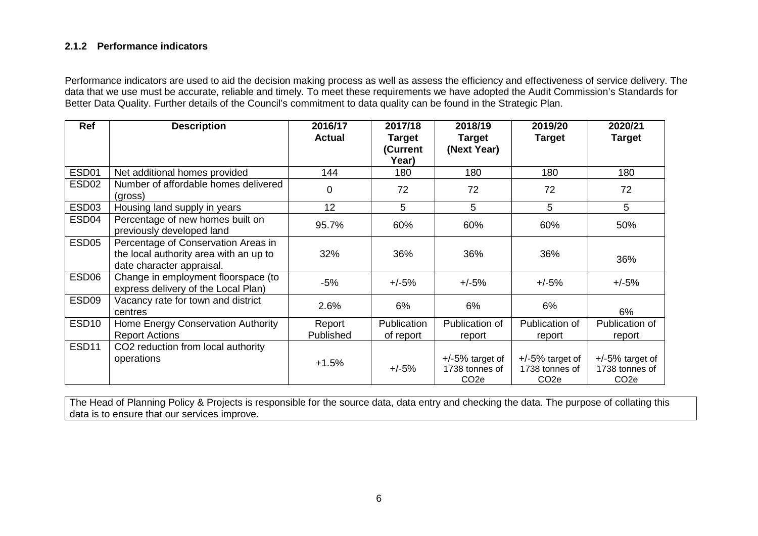### 2.1.2 Performance indicators

Performance indicators are used to aid the decision making process as well as assess the efficiency and effectiveness of service delivery. The data that we use must be accurate, reliable and timely. To meet these requirements we have adopted the Audit Commission's Standards for Better Data Quality. Further details of the Council's commitment to data quality can be found in the Strategic Plan.

| Ref | Description | 2016/17 Actual | 2017/18 Target (Current Year) | 2018/19 Target (Next Year) | 2019/20 Target | 2020/21 Target |
|---|---|---|---|---|---|---|
| ESD01 | Net additional homes provided | 144 | 180 | 180 | 180 | 180 |
| ESD02 | Number of affordable homes delivered (gross) | 0 | 72 | 72 | 72 | 72 |
| ESD03 | Housing land supply in years | 12 | 5 | 5 | 5 | 5 |
| ESD04 | Percentage of new homes built on previously developed land | 95.7% | 60% | 60% | 60% | 50% |
| ESD05 | Percentage of Conservation Areas in the local authority area with an up to date character appraisal. | 32% | 36% | 36% | 36% | 36% |
| ESD06 | Change in employment floorspace (to express delivery of the Local Plan) | -5% | +/-5% | +/-5% | +/-5% | +/-5% |
| ESD09 | Vacancy rate for town and district centres | 2.6% | 6% | 6% | 6% | 6% |
| ESD10 | Home Energy Conservation Authority Report Actions | Report Published | Publication of report | Publication of report | Publication of report | Publication of report |
| ESD11 | $CO_2$ reduction from local authority operations | +1.5% | +/-5% | +/-5% target of 1738 tonnes of $CO_2e$ | +/-5% target of 1738 tonnes of $CO_2e$ | +/-5% target of 1738 tonnes of $CO_2e$ |

The Head of Planning Policy & Projects is responsible for the source data, data entry and checking the data. The purpose of collating this data is to ensure that our services improve.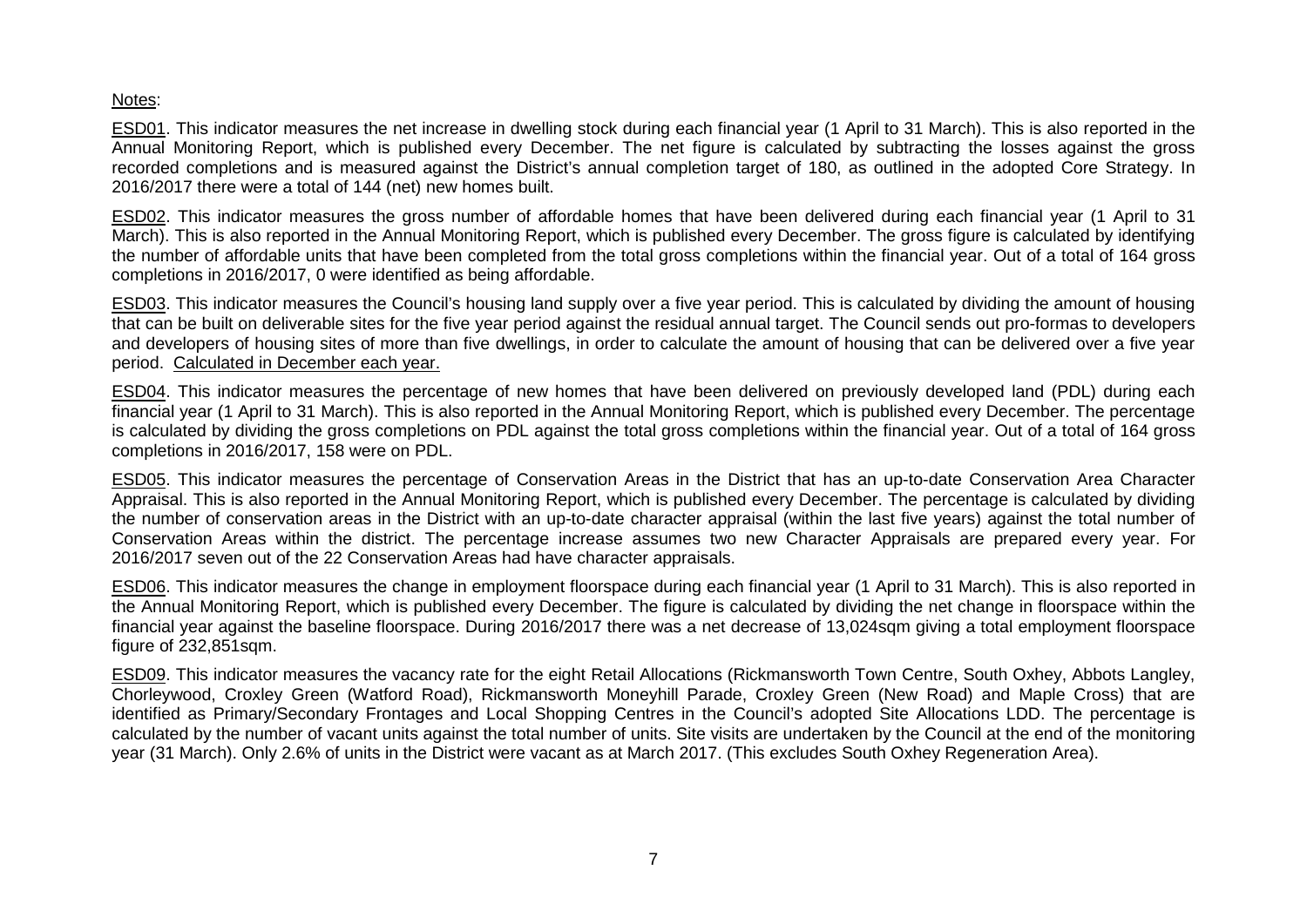Notes:

ESD01. This indicator measures the net increase in dwelling stock during each financial year (1 April to 31 March). This is also reported in the Annual Monitoring Report, which is published every December. The net figure is calculated by subtracting the losses against the gross recorded completions and is measured against the District's annual completion target of 180, as outlined in the adopted Core Strategy. In 2016/2017 there were a total of 144 (net) new homes built.

ESD02. This indicator measures the gross number of affordable homes that have been delivered during each financial year (1 April to 31 March). This is also reported in the Annual Monitoring Report, which is published every December. The gross figure is calculated by identifying the number of affordable units that have been completed from the total gross completions within the financial year. Out of a total of 164 gross completions in 2016/2017, 0 were identified as being affordable.

ESD03. This indicator measures the Council's housing land supply over a five year period. This is calculated by dividing the amount of housing that can be built on deliverable sites for the five year period against the residual annual target. The Council sends out pro-formas to developers and developers of housing sites of more than five dwellings, in order to calculate the amount of housing that can be delivered over a five year period. Calculated in December each year.

ESD04. This indicator measures the percentage of new homes that have been delivered on previously developed land (PDL) during each financial year (1 April to 31 March). This is also reported in the Annual Monitoring Report, which is published every December. The percentage is calculated by dividing the gross completions on PDL against the total gross completions within the financial year. Out of a total of 164 gross completions in 2016/2017, 158 were on PDL.

ESD05. This indicator measures the percentage of Conservation Areas in the District that has an up-to-date Conservation Area Character Appraisal. This is also reported in the Annual Monitoring Report, which is published every December. The percentage is calculated by dividing the number of conservation areas in the District with an up-to-date character appraisal (within the last five years) against the total number of Conservation Areas within the district. The percentage increase assumes two new Character Appraisals are prepared every year. For 2016/2017 seven out of the 22 Conservation Areas had have character appraisals.

ESD06. This indicator measures the change in employment floorspace during each financial year (1 April to 31 March). This is also reported in the Annual Monitoring Report, which is published every December. The figure is calculated by dividing the net change in floorspace within the financial year against the baseline floorspace. During 2016/2017 there was a net decrease of 13,024sqm giving a total employment floorspace figure of 232,851sqm.

ESD09. This indicator measures the vacancy rate for the eight Retail Allocations (Rickmansworth Town Centre, South Oxhey, Abbots Langley, Chorleywood, Croxley Green (Watford Road), Rickmansworth Moneyhill Parade, Croxley Green (New Road) and Maple Cross) that are identified as Primary/Secondary Frontages and Local Shopping Centres in the Council's adopted Site Allocations LDD. The percentage is calculated by the number of vacant units against the total number of units. Site visits are undertaken by the Council at the end of the monitoring year (31 March). Only 2.6% of units in the District were vacant as at March 2017. (This excludes South Oxhey Regeneration Area).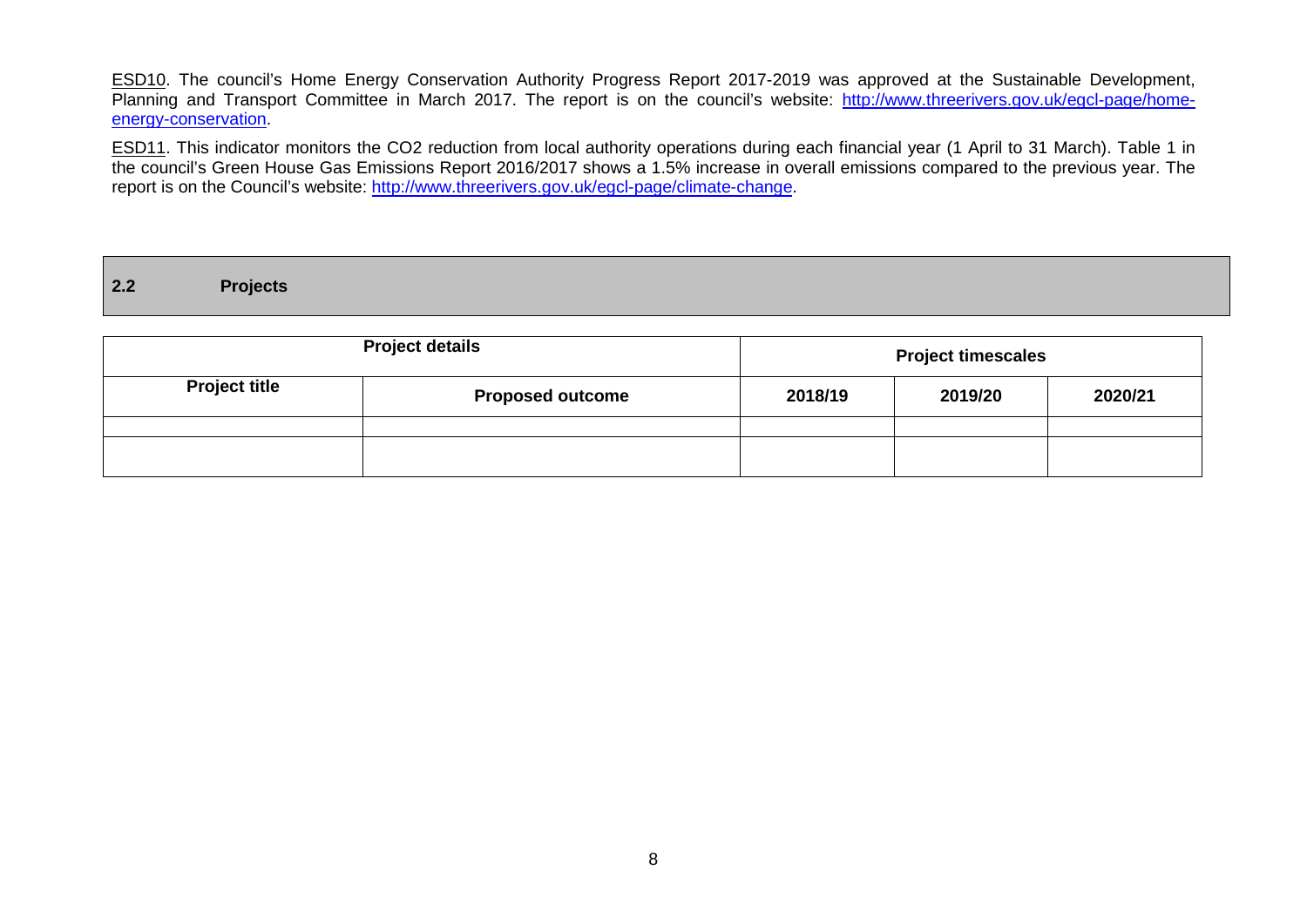ESD10. The council's Home Energy Conservation Authority Progress Report 2017-2019 was approved at the Sustainable Development, Planning and Transport Committee in March 2017. The report is on the council's website: http://www.threerivers.gov.uk/egcl-page/home-energy-conservation.

ESD11. This indicator monitors the $CO_2$ reduction from local authority operations during each financial year (1 April to 31 March). Table 1 in the council's Green House Gas Emissions Report 2016/2017 shows a 1.5% increase in overall emissions compared to the previous year. The report is on the Council's website: http://www.threerivers.gov.uk/egcl-page/climate-change.

## 2.2 Projects

| Project details | | Project timescales | | |
|---|---|---|---|---|
| **Project title** | **Proposed outcome** | **2018/19** | **2019/20** | **2020/21** |
| | | | | |
| | | | | |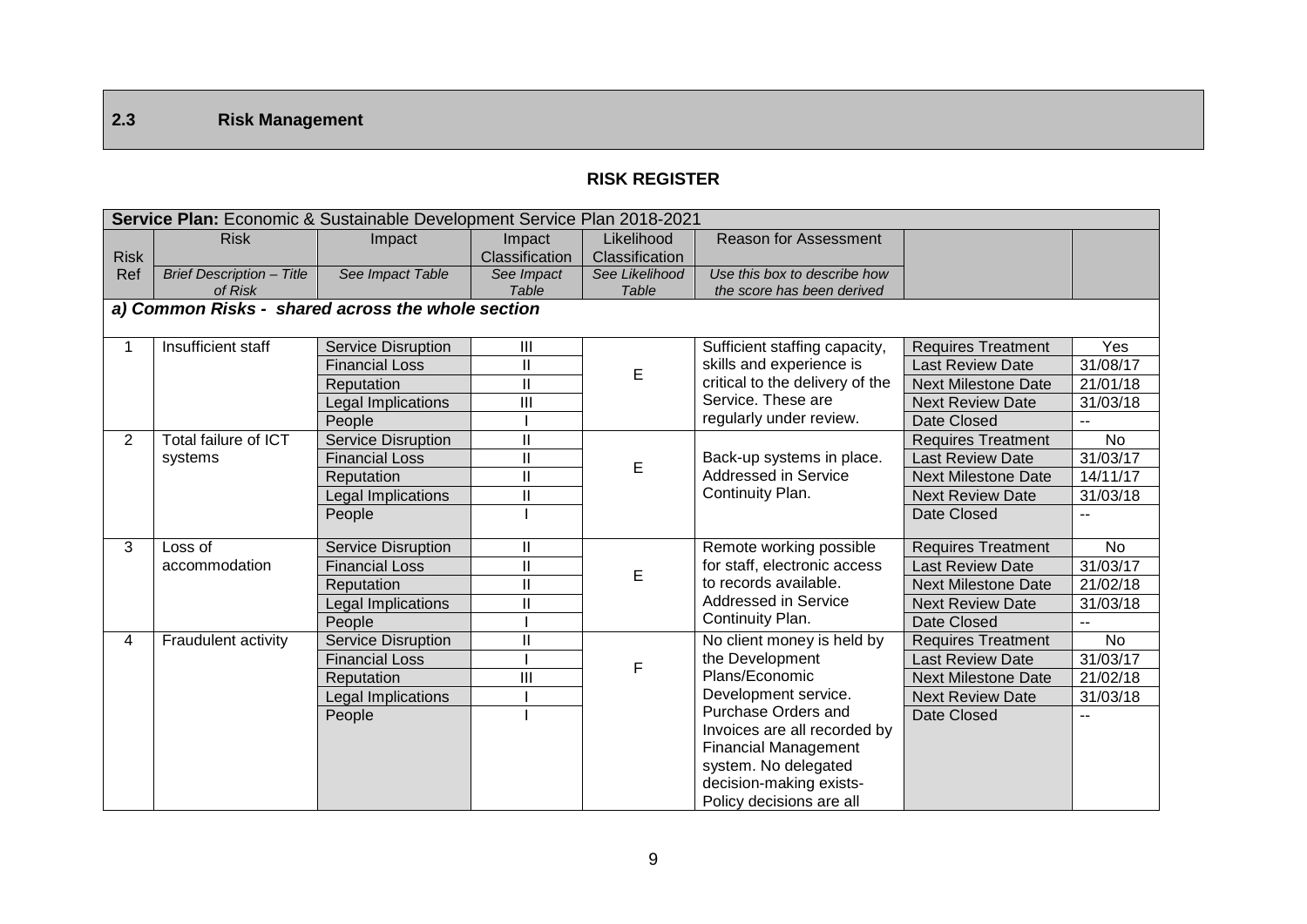## 2.3 Risk Management

**RISK REGISTER**

| **Service Plan:** Economic & Sustainable Development Service Plan 2018-2021 | | | | | | | |
|---|---|---|---|---|---|---|---|
| Risk Ref | Risk<br>*Brief Description – Title of Risk* | Impact<br>*See Impact Table* | Impact Classification<br>*See Impact Table* | Likelihood Classification<br>*See Likelihood Table* | Reason for Assessment<br>*Use this box to describe how the score has been derived* | | |
| ***a) Common Risks - shared across the whole section*** | | | | | | | |
| 1 | Insufficient staff | Service Disruption | III | E | Sufficient staffing capacity, skills and experience is critical to the delivery of the Service. These are regularly under review. | Requires Treatment | Yes |
| | | Financial Loss | II | | | Last Review Date | 31/08/17 |
| | | Reputation | II | | | Next Milestone Date | 21/01/18 |
| | | Legal Implications | III | | | Next Review Date | 31/03/18 |
| | | People | I | | | Date Closed | -- |
| 2 | Total failure of ICT systems | Service Disruption | II | E | Back-up systems in place. Addressed in Service Continuity Plan. | Requires Treatment | No |
| | | Financial Loss | II | | | Last Review Date | 31/03/17 |
| | | Reputation | II | | | Next Milestone Date | 14/11/17 |
| | | Legal Implications | II | | | Next Review Date | 31/03/18 |
| | | People | I | | | Date Closed | -- |
| 3 | Loss of accommodation | Service Disruption | II | E | Remote working possible for staff, electronic access to records available. Addressed in Service Continuity Plan. | Requires Treatment | No |
| | | Financial Loss | II | | | Last Review Date | 31/03/17 |
| | | Reputation | II | | | Next Milestone Date | 21/02/18 |
| | | Legal Implications | II | | | Next Review Date | 31/03/18 |
| | | People | I | | | Date Closed | -- |
| 4 | Fraudulent activity | Service Disruption | II | F | No client money is held by the Development Plans/Economic Development service. Purchase Orders and Invoices are all recorded by Financial Management system. No delegated decision-making exists- Policy decisions are all | Requires Treatment | No |
| | | Financial Loss | I | | | Last Review Date | 31/03/17 |
| | | Reputation | III | | | Next Milestone Date | 21/02/18 |
| | | Legal Implications | I | | | Next Review Date | 31/03/18 |
| | | People | I | | | Date Closed | -- |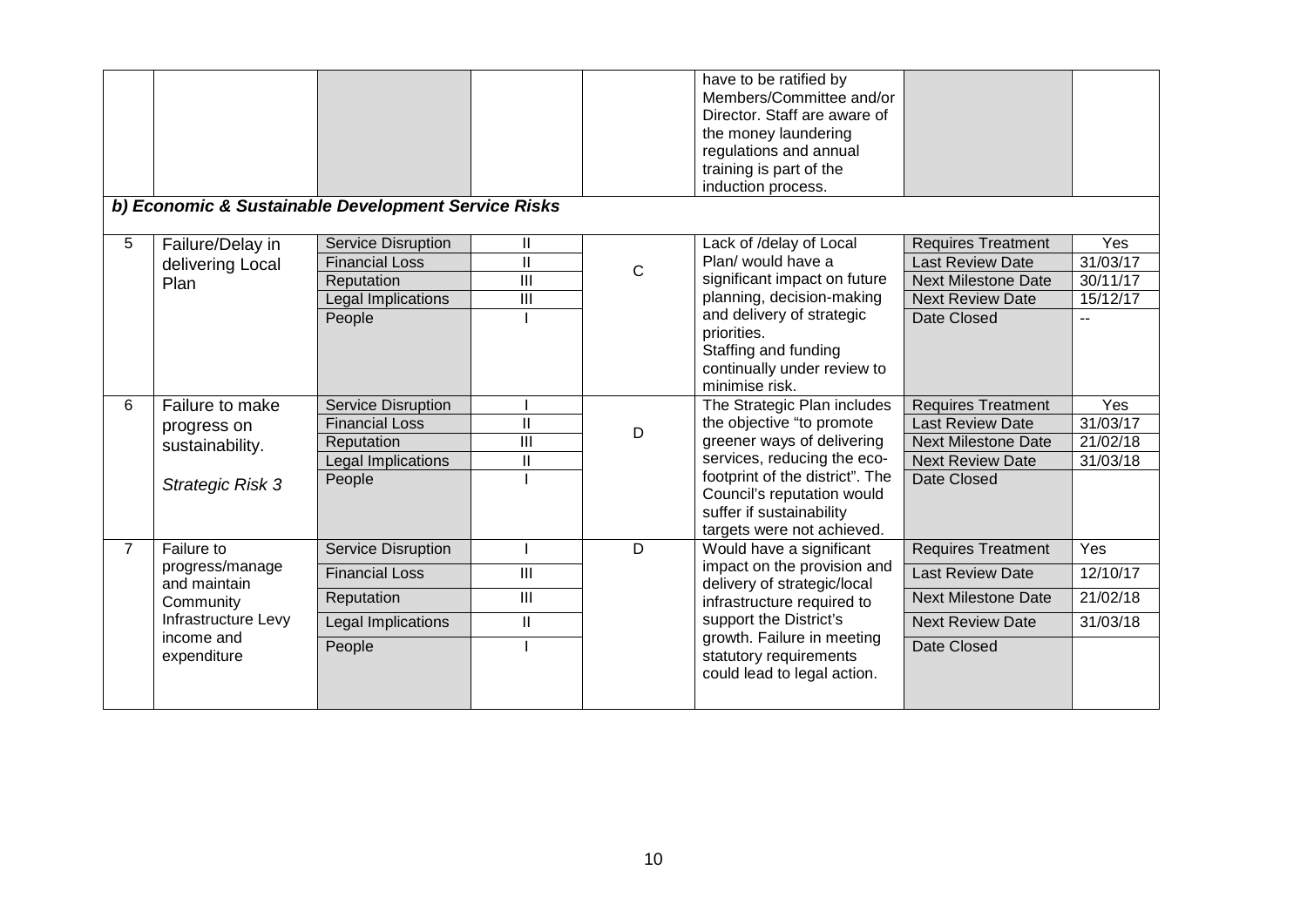| | | | | | have to be ratified by Members/Committee and/or Director. Staff are aware of the money laundering regulations and annual training is part of the induction process. | | |
|---|---|---|---|---|---|---|---|

***b) Economic & Sustainable Development Service Risks***

| | | | | | | | |
|---|---|---|---|---|---|---|---|
| 5 | Failure/Delay in delivering Local Plan | Service Disruption | II | C | Lack of /delay of Local Plan/ would have a significant impact on future planning, decision-making and delivery of strategic priorities. Staffing and funding continually under review to minimise risk. | Requires Treatment | Yes |
| | | Financial Loss | II | | | Last Review Date | 31/03/17 |
| | | Reputation | III | | | Next Milestone Date | 30/11/17 |
| | | Legal Implications | III | | | Next Review Date | 15/12/17 |
| | | People | I | | | Date Closed | -- |
| 6 | Failure to make progress on sustainability. *Strategic Risk 3* | Service Disruption | I | D | The Strategic Plan includes the objective "to promote greener ways of delivering services, reducing the eco-footprint of the district". The Council's reputation would suffer if sustainability targets were not achieved. | Requires Treatment | Yes |
| | | Financial Loss | II | | | Last Review Date | 31/03/17 |
| | | Reputation | III | | | Next Milestone Date | 21/02/18 |
| | | Legal Implications | II | | | Next Review Date | 31/03/18 |
| | | People | I | | | Date Closed | |
| 7 | Failure to progress/manage and maintain Community Infrastructure Levy income and expenditure | Service Disruption | I | D | Would have a significant impact on the provision and delivery of strategic/local infrastructure required to support the District's growth. Failure in meeting statutory requirements could lead to legal action. | Requires Treatment | Yes |
| | | Financial Loss | III | | | Last Review Date | 12/10/17 |
| | | Reputation | III | | | Next Milestone Date | 21/02/18 |
| | | Legal Implications | II | | | Next Review Date | 31/03/18 |
| | | People | I | | | Date Closed | |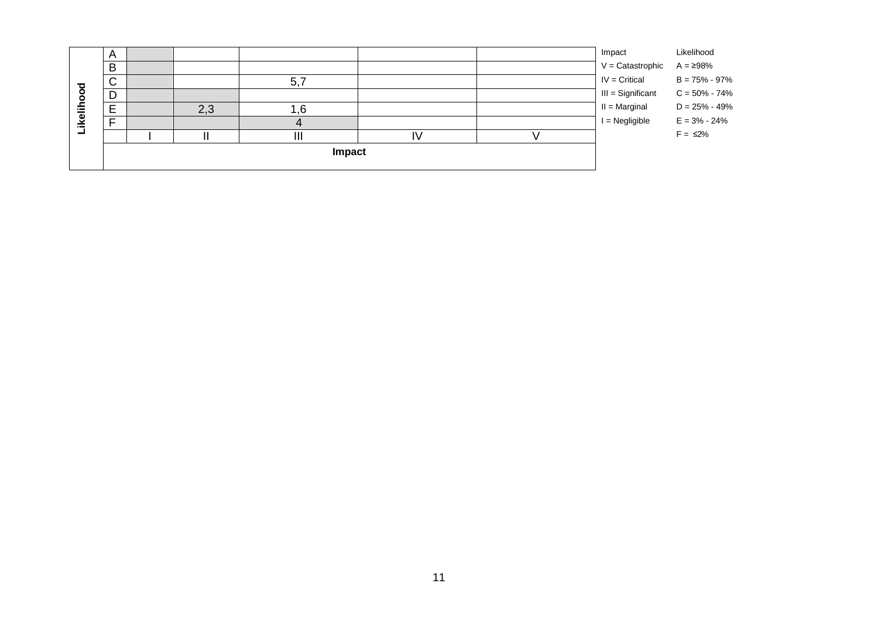| Likelihood | | | | | | |
|---|---|---|---|---|---|---|
| A | | | | | | |
| B | | | | | | |
| C | | | 5,7 | | | |
| D | | | | | | |
| E | | 2,3 | 1,6 | | | |
| F | | | 4 | | | |
| | I | II | III | IV | V | |
| | Impact | | | | | |

| Impact | Likelihood |
|---|---|
| V = Catastrophic | A = ≥98% |
| IV = Critical | B = 75% - 97% |
| III = Significant | C = 50% - 74% |
| II = Marginal | D = 25% - 49% |
| I = Negligible | E = 3% - 24% |
| | F = ≤2% |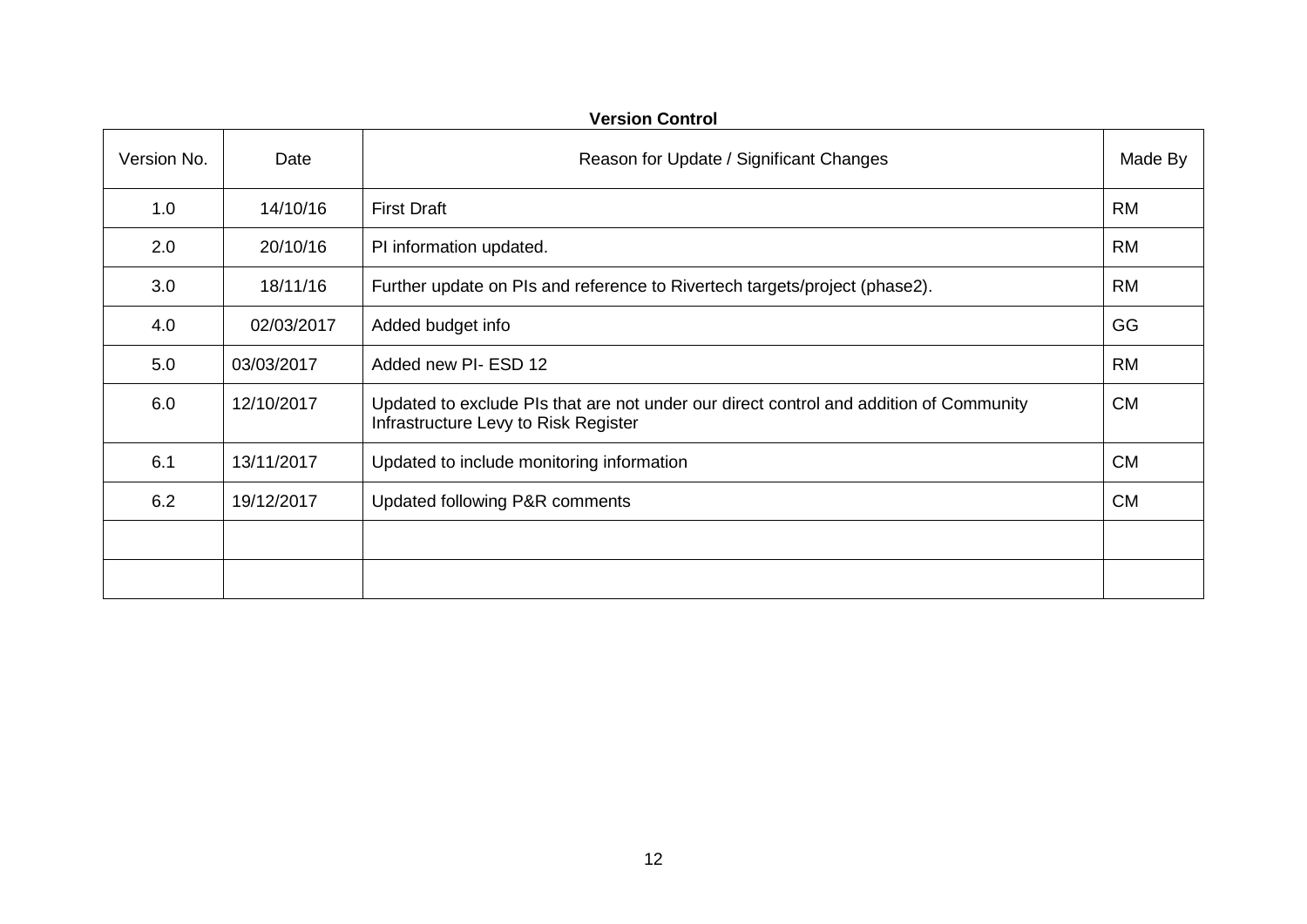**Version Control**

| Version No. | Date | Reason for Update / Significant Changes | Made By |
|---|---|---|---|
| 1.0 | 14/10/16 | First Draft | RM |
| 2.0 | 20/10/16 | PI information updated. | RM |
| 3.0 | 18/11/16 | Further update on PIs and reference to Rivertech targets/project (phase2). | RM |
| 4.0 | 02/03/2017 | Added budget info | GG |
| 5.0 | 03/03/2017 | Added new PI- ESD 12 | RM |
| 6.0 | 12/10/2017 | Updated to exclude PIs that are not under our direct control and addition of Community Infrastructure Levy to Risk Register | CM |
| 6.1 | 13/11/2017 | Updated to include monitoring information | CM |
| 6.2 | 19/12/2017 | Updated following P&R comments | CM |
| | | | |
| | | | |